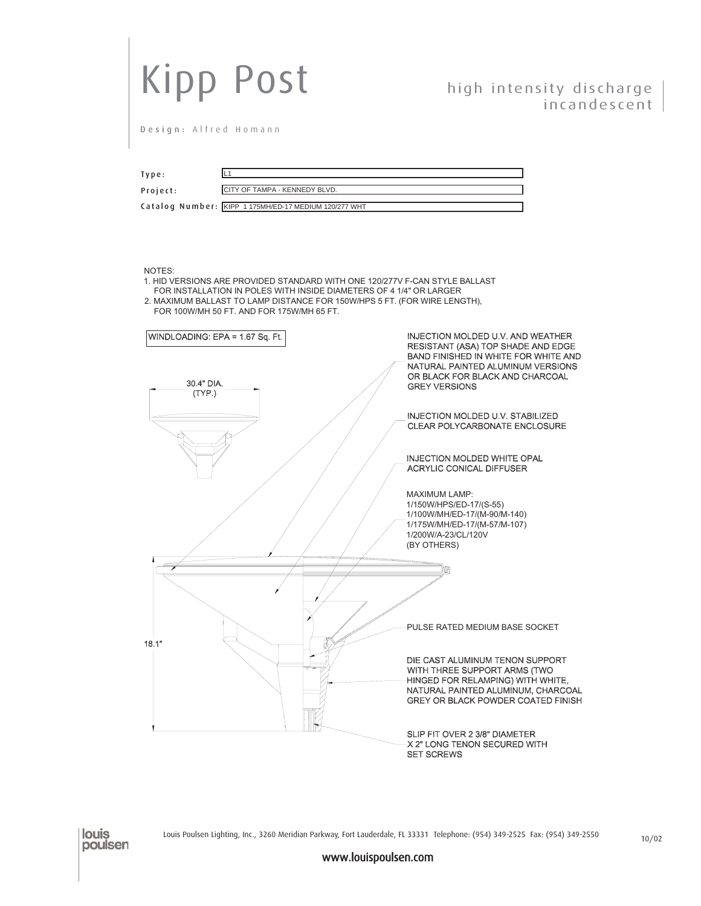# Kipp Post

## high intensity discharge
## incandescent

**Design:** Alfred Homann

| | |
|---|---|
| **Type:** | L1 |
| **Project:** | CITY OF TAMPA - KENNEDY BLVD. |
| **Catalog Number:** | KIPP 1 175MH/ED-17 MEDIUM 120/277 WHT |

NOTES:

1. HID VERSIONS ARE PROVIDED STANDARD WITH ONE 120/277V F-CAN STYLE BALLAST FOR INSTALLATION IN POLES WITH INSIDE DIAMETERS OF 4 1/4" OR LARGER
2. MAXIMUM BALLAST TO LAMP DISTANCE FOR 150W/HPS 5 FT. (FOR WIRE LENGTH), FOR 100W/MH 50 FT. AND FOR 175W/MH 65 FT.

WINDLOADING: EPA = 1.67 Sq. Ft.

30.4" DIA. (TYP.)

18.1"

INJECTION MOLDED U.V. AND WEATHER RESISTANT (ASA) TOP SHADE AND EDGE BAND FINISHED IN WHITE FOR WHITE AND NATURAL PAINTED ALUMINUM VERSIONS OR BLACK FOR BLACK AND CHARCOAL GREY VERSIONS

INJECTION MOLDED U.V. STABILIZED CLEAR POLYCARBONATE ENCLOSURE

INJECTION MOLDED WHITE OPAL ACRYLIC CONICAL DIFFUSER

MAXIMUM LAMP:
1/150W/HPS/ED-17/(S-55)
1/100W/MH/ED-17/(M-90/M-140)
1/175W/MH/ED-17/(M-57/M-107)
1/200W/A-23/CL/120V
(BY OTHERS)

PULSE RATED MEDIUM BASE SOCKET

DIE CAST ALUMINUM TENON SUPPORT WITH THREE SUPPORT ARMS (TWO HINGED FOR RELAMPING) WITH WHITE, NATURAL PAINTED ALUMINUM, CHARCOAL GREY OR BLACK POWDER COATED FINISH

SLIP FIT OVER 2 3/8" DIAMETER X 2" LONG TENON SECURED WITH SET SCREWS

louis poulsen

Louis Poulsen Lighting, Inc., 3260 Meridian Parkway, Fort Lauderdale, FL 33331 Telephone: (954) 349-2525 Fax: (954) 349-2550

10/02

www.louispoulsen.com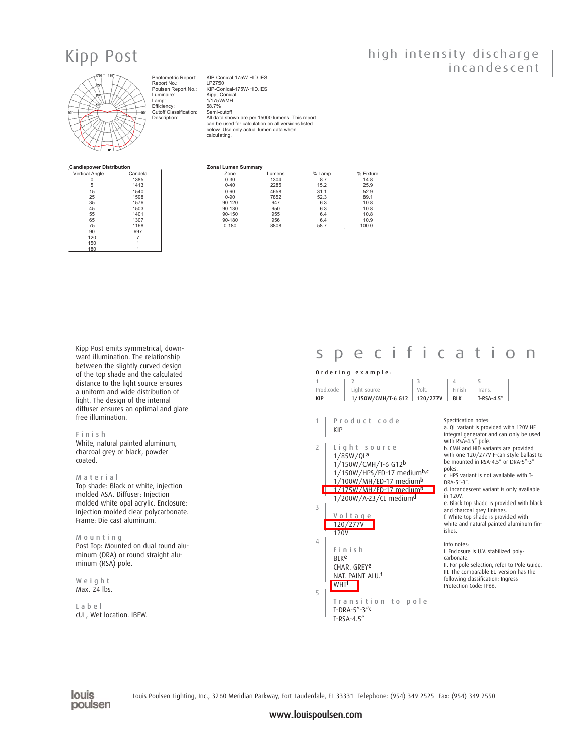# Kipp Post

high intensity discharge
incandescent

1700 180° 1275 850 425 90° 90° 0°

| | |
|---|---|
| Photometric Report: | KIP-Conical-175W-HID.IES |
| Report No.: | LP2750 |
| Poulsen Report No.: | KIP-Conical-175W-HID.IES |
| Luminaire: | Kipp, Conical |
| Lamp: | 1/175W/MH |
| Efficiency: | 58.7% |
| Cutoff Classification: | Semi-cutoff |
| Description: | All data shown are per 15000 lumens. This report can be used for calculation on all versions listed below. Use only actual lumen data when calculating. |

**Candlepower Distribution**

| Vertical Angle | Candela |
|---|---|
| 0 | 1385 |
| 5 | 1413 |
| 15 | 1540 |
| 25 | 1598 |
| 35 | 1576 |
| 45 | 1503 |
| 55 | 1401 |
| 65 | 1307 |
| 75 | 1168 |
| 90 | 697 |
| 120 | 7 |
| 150 | 1 |
| 180 | 1 |

**Zonal Lumen Summary**

| Zone | Lumens | % Lamp | % Fixture |
|---|---|---|---|
| 0-30 | 1304 | 8.7 | 14.8 |
| 0-40 | 2285 | 15.2 | 25.9 |
| 0-60 | 4658 | 31.1 | 52.9 |
| 0-90 | 7852 | 52.3 | 89.1 |
| 90-120 | 947 | 6.3 | 10.8 |
| 90-130 | 950 | 6.3 | 10.8 |
| 90-150 | 955 | 6.4 | 10.8 |
| 90-180 | 956 | 6.4 | 10.9 |
| 0-180 | 8808 | 58.7 | 100.0 |

Kipp Post emits symmetrical, downward illumination. The relationship between the slightly curved design of the top shade and the calculated distance to the light source ensures a uniform and wide distribution of light. The design of the internal diffuser ensures an optimal and glare free illumination.

**Finish**
White, natural painted aluminum, charcoal grey or black, powder coated.

**Material**
Top shade: Black or white, injection molded ASA. Diffuser: Injection molded white opal acrylic. Enclosure: Injection molded clear polycarbonate. Frame: Die cast aluminum.

**Mounting**
Post Top: Mounted on dual round aluminum (DRA) or round straight aluminum (RSA) pole.

**Weight**
Max. 24 lbs.

**Label**
cUL, Wet location. IBEW.

## specification

**Ordering example:**

| 1 | 2 | 3 | 4 | 5 |
|---|---|---|---|---|
| Prod.code | Light source | Volt. | Finish | Trans. |
| **KIP** | **1/150W/CMH/T-6 G12** | **120/277V** | **BLK** | **T-RSA-4.5"** |

1 **Product code**
KIP

2 **Light source**
1/85W/QL[a]
1/150W/CMH/T-6 G12[b]
1/150W/HPS/ED-17 medium[b,c]
1/100W/MH/ED-17 medium[b]
1/175W/MH/ED-17 medium[b]
1/200W/A-23/CL medium[d]

3 **Voltage**
120/277V
120V

4 **Finish**
BLK[e]
CHAR. GREY[e]
NAT. PAINT ALU.[f]
WHT[f]

5 **Transition to pole**
T-DRA-5"-3"[c]
T-RSA-4.5"

Specification notes:
a. QL variant is provided with 120V HF integral generator and can only be used with RSA-4.5" pole.
b. CMH and HID variants are provided with one 120/277V F-can style ballast to be mounted in RSA-4.5" or DRA-5"-3" poles.
c. HPS variant is not available with T-DRA-5"-3".
d. Incandescent variant is only available in 120V.
e. Black top shade is provided with black and charcoal grey finishes.
f. White top shade is provided with white and natural painted aluminum finishes.

Info notes:
I. Enclosure is U.V. stabilized polycarbonate.
II. For pole selection, refer to Pole Guide.
III. The comparable EU version has the following classification: Ingress Protection Code: IP66.

louis poulsen

Louis Poulsen Lighting, Inc., 3260 Meridian Parkway, Fort Lauderdale, FL 33331 Telephone: (954) 349-2525 Fax: (954) 349-2550

www.louispoulsen.com